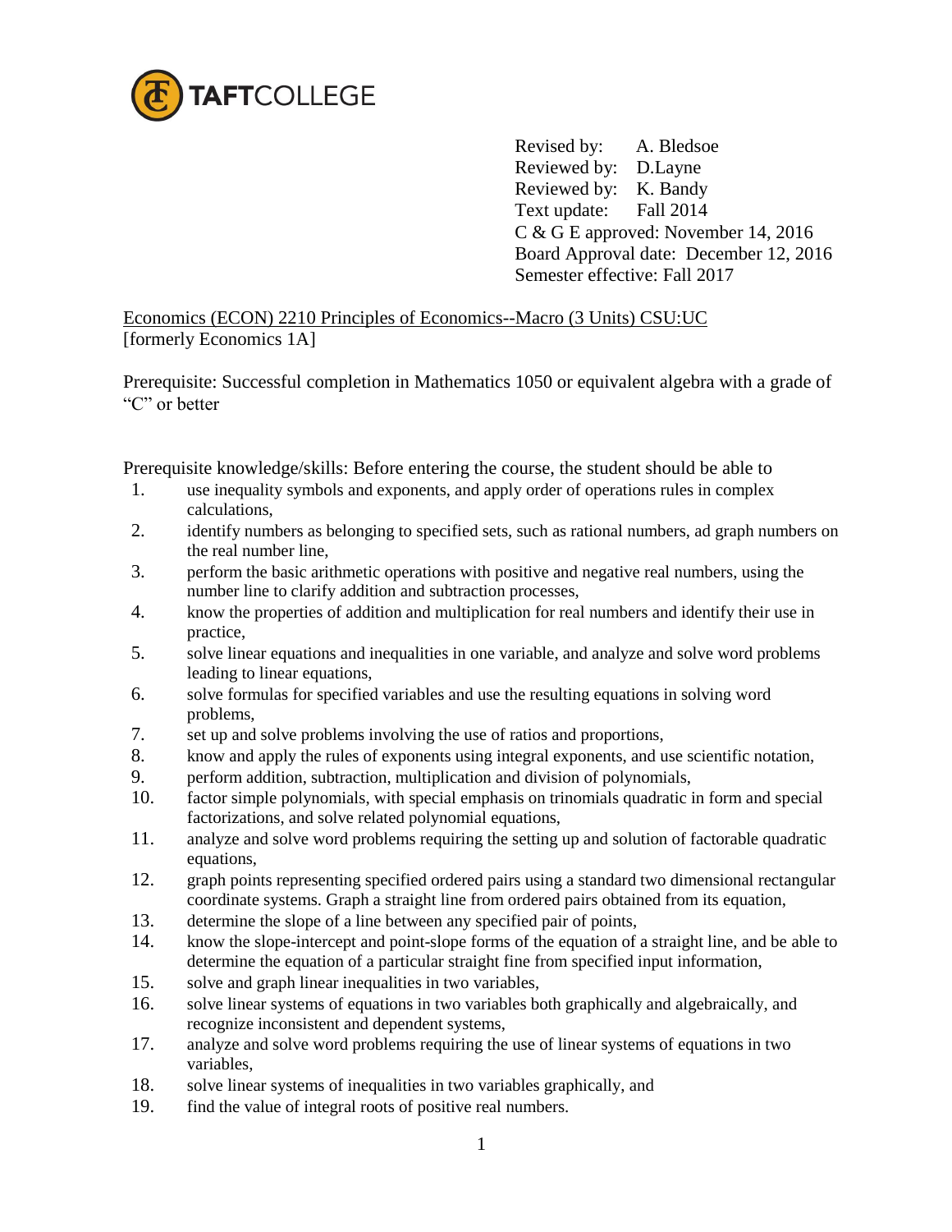TAFTCOLLEGE

Revised by: A. Bledsoe
Reviewed by: D.Layne
Reviewed by: K. Bandy
Text update: Fall 2014
C & G E approved: November 14, 2016
Board Approval date: December 12, 2016
Semester effective: Fall 2017

Economics (ECON) 2210 Principles of Economics--Macro (3 Units) CSU:UC
[formerly Economics 1A]

Prerequisite: Successful completion in Mathematics 1050 or equivalent algebra with a grade of "C" or better

Prerequisite knowledge/skills: Before entering the course, the student should be able to

1. use inequality symbols and exponents, and apply order of operations rules in complex calculations,
2. identify numbers as belonging to specified sets, such as rational numbers, ad graph numbers on the real number line,
3. perform the basic arithmetic operations with positive and negative real numbers, using the number line to clarify addition and subtraction processes,
4. know the properties of addition and multiplication for real numbers and identify their use in practice,
5. solve linear equations and inequalities in one variable, and analyze and solve word problems leading to linear equations,
6. solve formulas for specified variables and use the resulting equations in solving word problems,
7. set up and solve problems involving the use of ratios and proportions,
8. know and apply the rules of exponents using integral exponents, and use scientific notation,
9. perform addition, subtraction, multiplication and division of polynomials,
10. factor simple polynomials, with special emphasis on trinomials quadratic in form and special factorizations, and solve related polynomial equations,
11. analyze and solve word problems requiring the setting up and solution of factorable quadratic equations,
12. graph points representing specified ordered pairs using a standard two dimensional rectangular coordinate systems. Graph a straight line from ordered pairs obtained from its equation,
13. determine the slope of a line between any specified pair of points,
14. know the slope-intercept and point-slope forms of the equation of a straight line, and be able to determine the equation of a particular straight fine from specified input information,
15. solve and graph linear inequalities in two variables,
16. solve linear systems of equations in two variables both graphically and algebraically, and recognize inconsistent and dependent systems,
17. analyze and solve word problems requiring the use of linear systems of equations in two variables,
18. solve linear systems of inequalities in two variables graphically, and
19. find the value of integral roots of positive real numbers.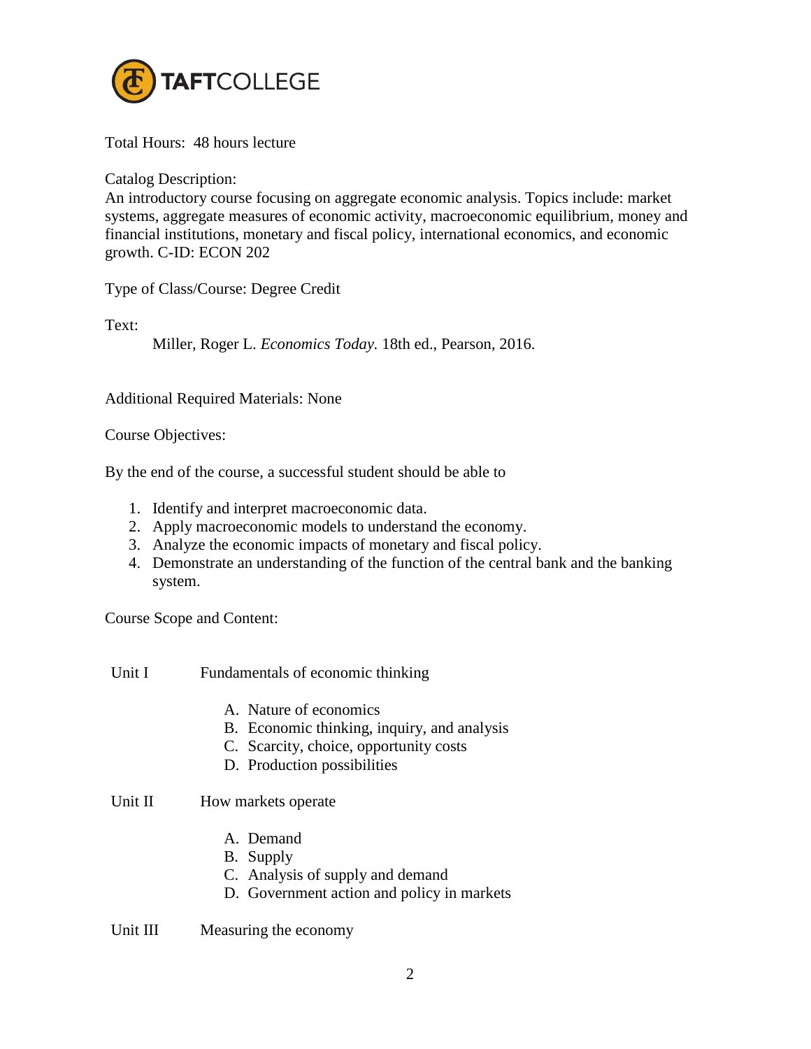Total Hours: 48 hours lecture

Catalog Description:
An introductory course focusing on aggregate economic analysis. Topics include: market systems, aggregate measures of economic activity, macroeconomic equilibrium, money and financial institutions, monetary and fiscal policy, international economics, and economic growth. C-ID: ECON 202

Type of Class/Course: Degree Credit

Text:

Miller, Roger L. *Economics Today.* 18th ed., Pearson, 2016.

Additional Required Materials: None

Course Objectives:

By the end of the course, a successful student should be able to

1. Identify and interpret macroeconomic data.
2. Apply macroeconomic models to understand the economy.
3. Analyze the economic impacts of monetary and fiscal policy.
4. Demonstrate an understanding of the function of the central bank and the banking system.

Course Scope and Content:

Unit I Fundamentals of economic thinking

A. Nature of economics
B. Economic thinking, inquiry, and analysis
C. Scarcity, choice, opportunity costs
D. Production possibilities

Unit II How markets operate

A. Demand
B. Supply
C. Analysis of supply and demand
D. Government action and policy in markets

Unit III Measuring the economy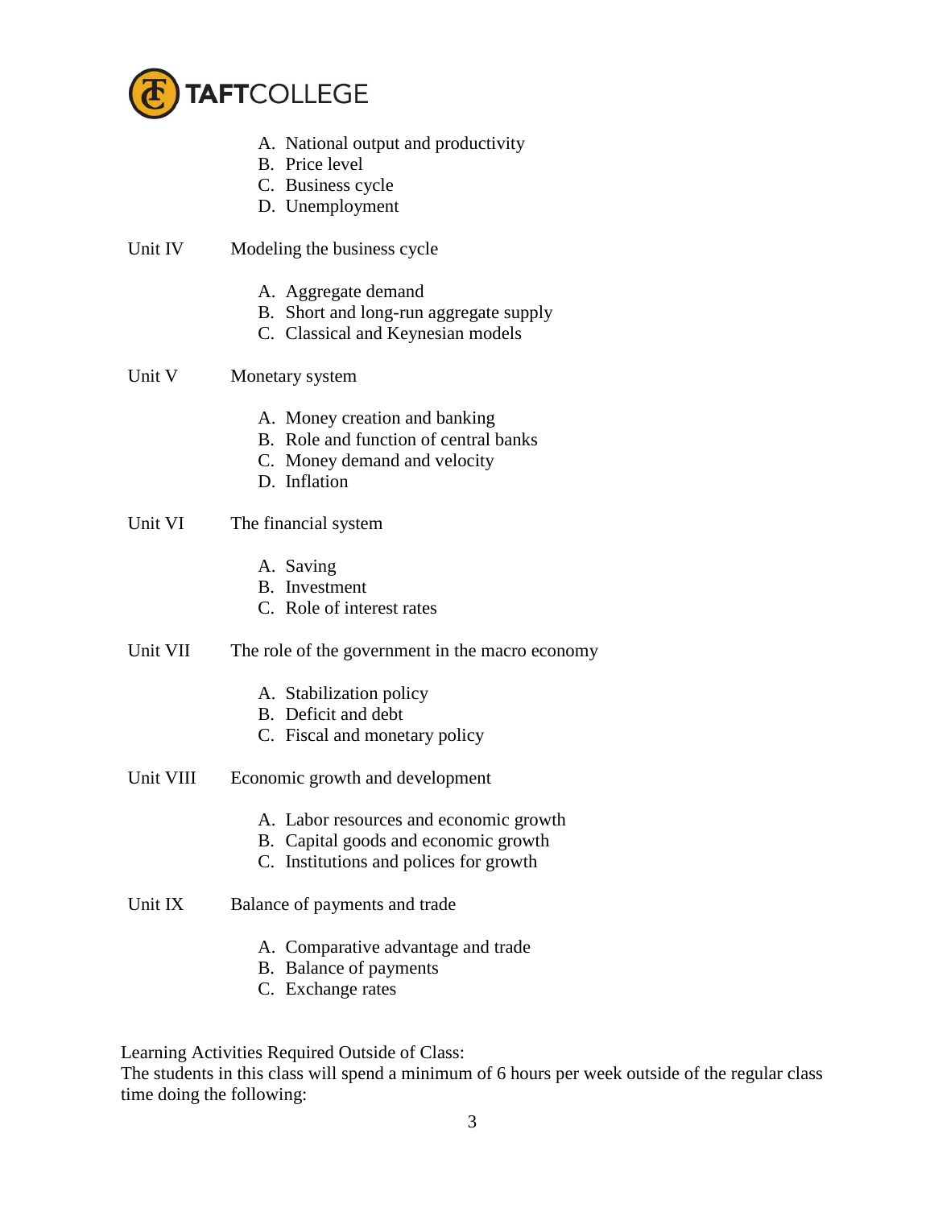A. National output and productivity
B. Price level
C. Business cycle
D. Unemployment

Unit IV Modeling the business cycle

A. Aggregate demand
B. Short and long-run aggregate supply
C. Classical and Keynesian models

Unit V Monetary system

A. Money creation and banking
B. Role and function of central banks
C. Money demand and velocity
D. Inflation

Unit VI The financial system

A. Saving
B. Investment
C. Role of interest rates

Unit VII The role of the government in the macro economy

A. Stabilization policy
B. Deficit and debt
C. Fiscal and monetary policy

Unit VIII Economic growth and development

A. Labor resources and economic growth
B. Capital goods and economic growth
C. Institutions and polices for growth

Unit IX Balance of payments and trade

A. Comparative advantage and trade
B. Balance of payments
C. Exchange rates

Learning Activities Required Outside of Class:
The students in this class will spend a minimum of 6 hours per week outside of the regular class time doing the following: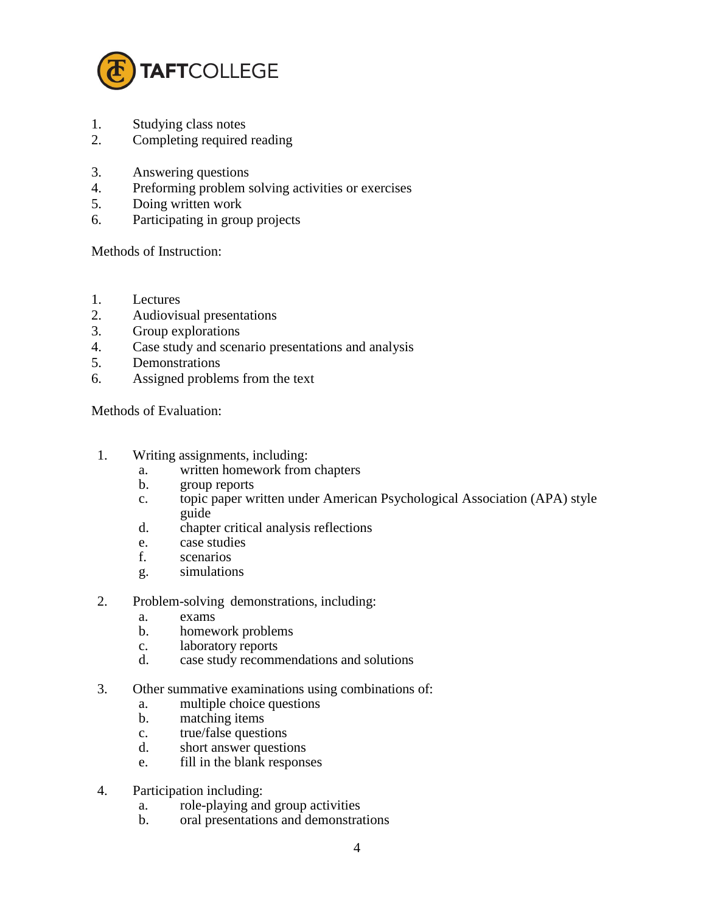1. Studying class notes
2. Completing required reading

3. Answering questions
4. Preforming problem solving activities or exercises
5. Doing written work
6. Participating in group projects

Methods of Instruction:

1. Lectures
2. Audiovisual presentations
3. Group explorations
4. Case study and scenario presentations and analysis
5. Demonstrations
6. Assigned problems from the text

Methods of Evaluation:

1. Writing assignments, including:
   a. written homework from chapters
   b. group reports
   c. topic paper written under American Psychological Association (APA) style guide
   d. chapter critical analysis reflections
   e. case studies
   f. scenarios
   g. simulations

2. Problem-solving demonstrations, including:
   a. exams
   b. homework problems
   c. laboratory reports
   d. case study recommendations and solutions

3. Other summative examinations using combinations of:
   a. multiple choice questions
   b. matching items
   c. true/false questions
   d. short answer questions
   e. fill in the blank responses

4. Participation including:
   a. role-playing and group activities
   b. oral presentations and demonstrations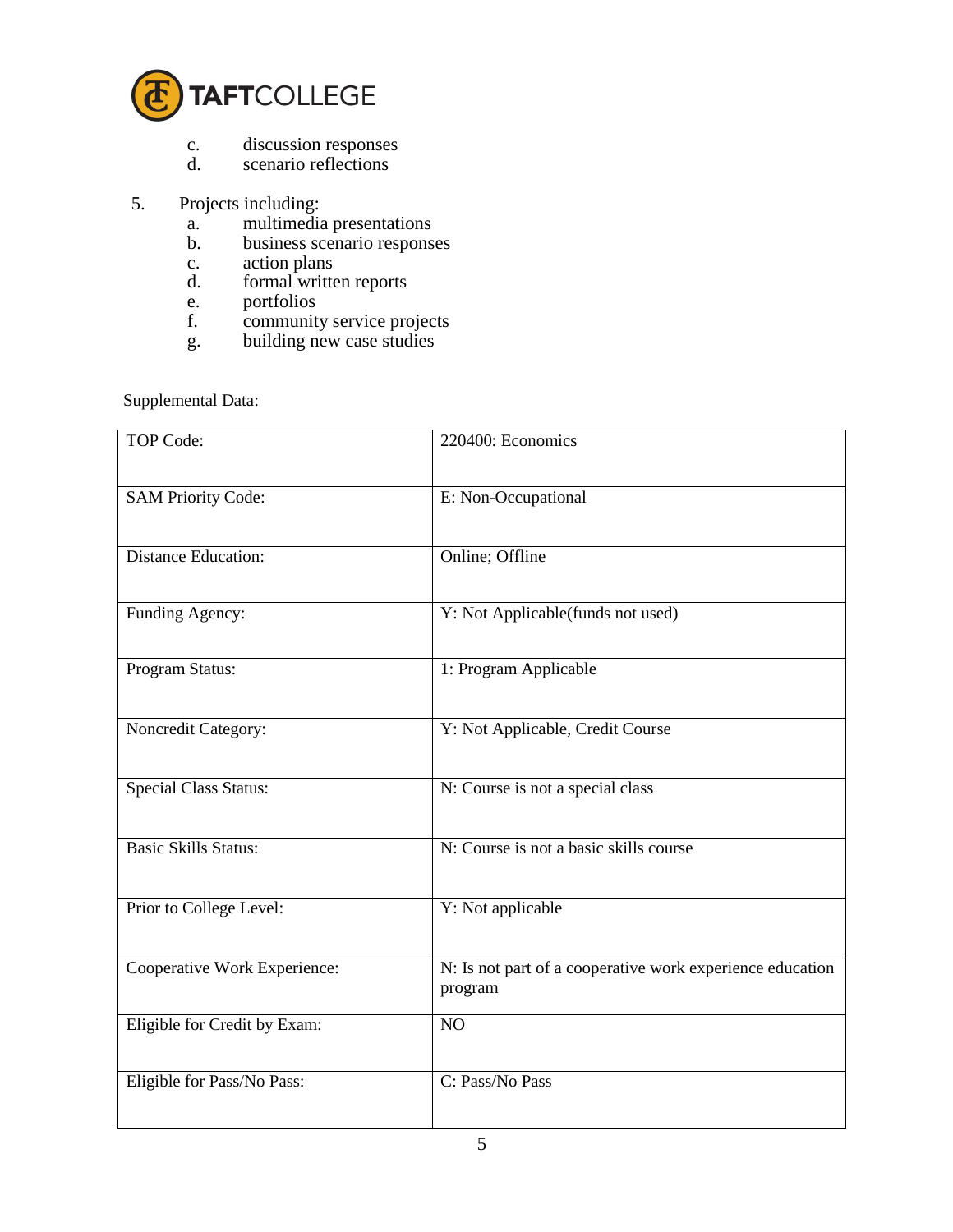c. discussion responses
d. scenario reflections

5. Projects including:
   a. multimedia presentations
   b. business scenario responses
   c. action plans
   d. formal written reports
   e. portfolios
   f. community service projects
   g. building new case studies

Supplemental Data:

| | |
|---|---|
| TOP Code: | 220400: Economics |
| SAM Priority Code: | E: Non-Occupational |
| Distance Education: | Online; Offline |
| Funding Agency: | Y: Not Applicable(funds not used) |
| Program Status: | 1: Program Applicable |
| Noncredit Category: | Y: Not Applicable, Credit Course |
| Special Class Status: | N: Course is not a special class |
| Basic Skills Status: | N: Course is not a basic skills course |
| Prior to College Level: | Y: Not applicable |
| Cooperative Work Experience: | N: Is not part of a cooperative work experience education program |
| Eligible for Credit by Exam: | NO |
| Eligible for Pass/No Pass: | C: Pass/No Pass |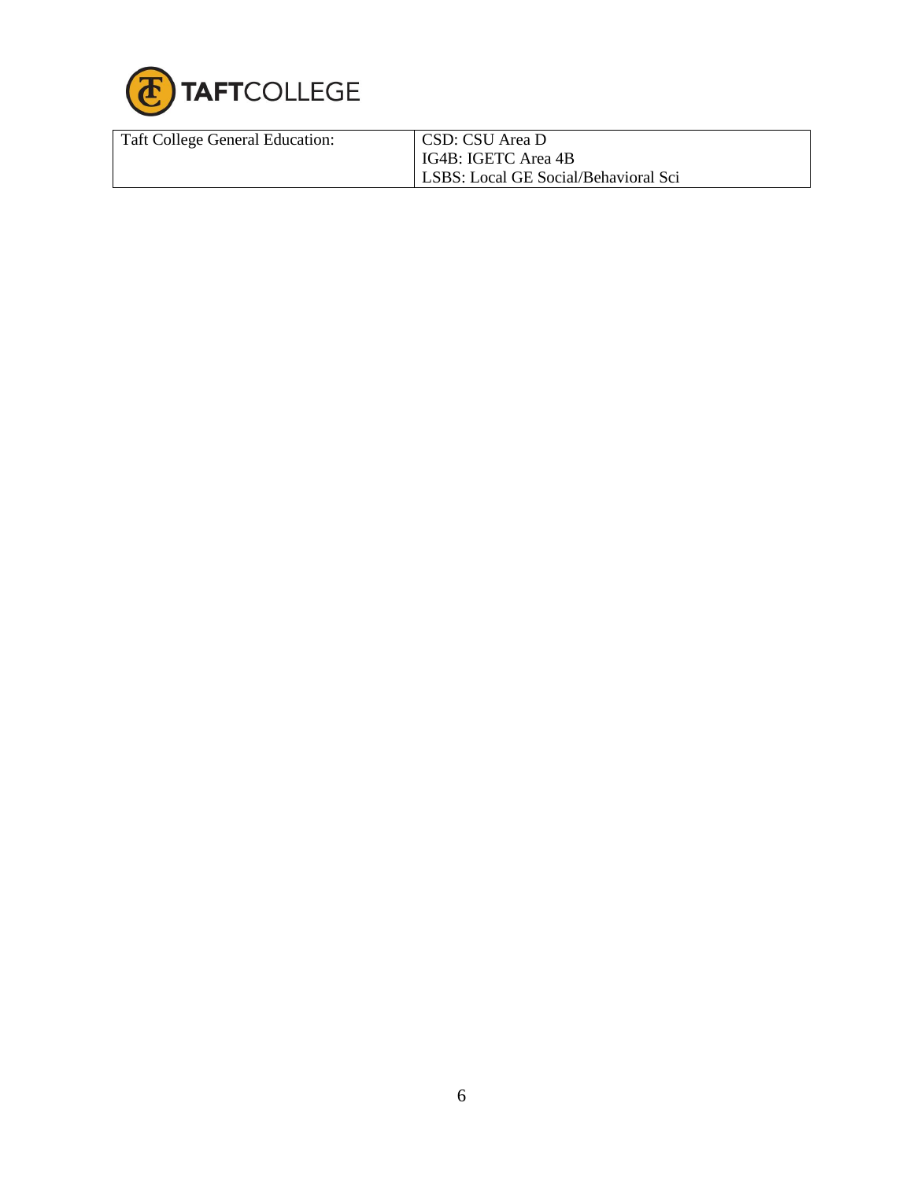| | |
|---|---|
| Taft College General Education: | CSD: CSU Area D<br>IG4B: IGETC Area 4B<br>LSBS: Local GE Social/Behavioral Sci |